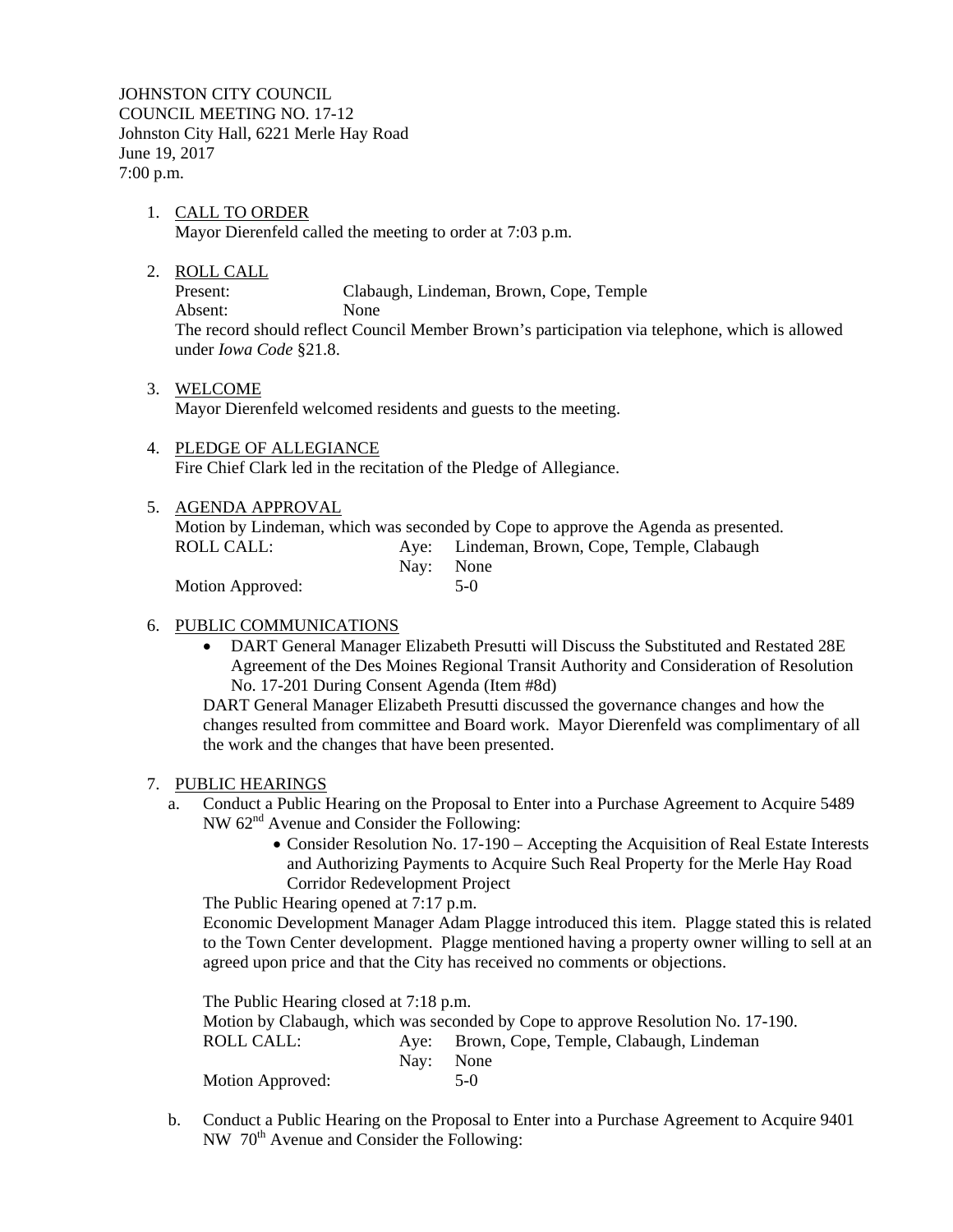JOHNSTON CITY COUNCIL
COUNCIL MEETING NO. 17-12
Johnston City Hall, 6221 Merle Hay Road
June 19, 2017
7:00 p.m.

1. CALL TO ORDER
   Mayor Dierenfeld called the meeting to order at 7:03 p.m.

2. ROLL CALL
   Present: Clabaugh, Lindeman, Brown, Cope, Temple
   Absent: None
   The record should reflect Council Member Brown's participation via telephone, which is allowed under *Iowa Code* §21.8.

3. WELCOME
   Mayor Dierenfeld welcomed residents and guests to the meeting.

4. PLEDGE OF ALLEGIANCE
   Fire Chief Clark led in the recitation of the Pledge of Allegiance.

5. AGENDA APPROVAL
   Motion by Lindeman, which was seconded by Cope to approve the Agenda as presented.
   ROLL CALL: Aye: Lindeman, Brown, Cope, Temple, Clabaugh
   Nay: None
   Motion Approved: 5-0

6. PUBLIC COMMUNICATIONS
   - DART General Manager Elizabeth Presutti will Discuss the Substituted and Restated 28E Agreement of the Des Moines Regional Transit Authority and Consideration of Resolution No. 17-201 During Consent Agenda (Item #8d)

   DART General Manager Elizabeth Presutti discussed the governance changes and how the changes resulted from committee and Board work. Mayor Dierenfeld was complimentary of all the work and the changes that have been presented.

7. PUBLIC HEARINGS
   a. Conduct a Public Hearing on the Proposal to Enter into a Purchase Agreement to Acquire 5489 NW 62nd Avenue and Consider the Following:
      - Consider Resolution No. 17-190 – Accepting the Acquisition of Real Estate Interests and Authorizing Payments to Acquire Such Real Property for the Merle Hay Road Corridor Redevelopment Project

      The Public Hearing opened at 7:17 p.m.
      Economic Development Manager Adam Plagge introduced this item. Plagge stated this is related to the Town Center development. Plagge mentioned having a property owner willing to sell at an agreed upon price and that the City has received no comments or objections.

      The Public Hearing closed at 7:18 p.m.
      Motion by Clabaugh, which was seconded by Cope to approve Resolution No. 17-190.
      ROLL CALL: Aye: Brown, Cope, Temple, Clabaugh, Lindeman
      Nay: None
      Motion Approved: 5-0

   b. Conduct a Public Hearing on the Proposal to Enter into a Purchase Agreement to Acquire 9401 NW 70th Avenue and Consider the Following: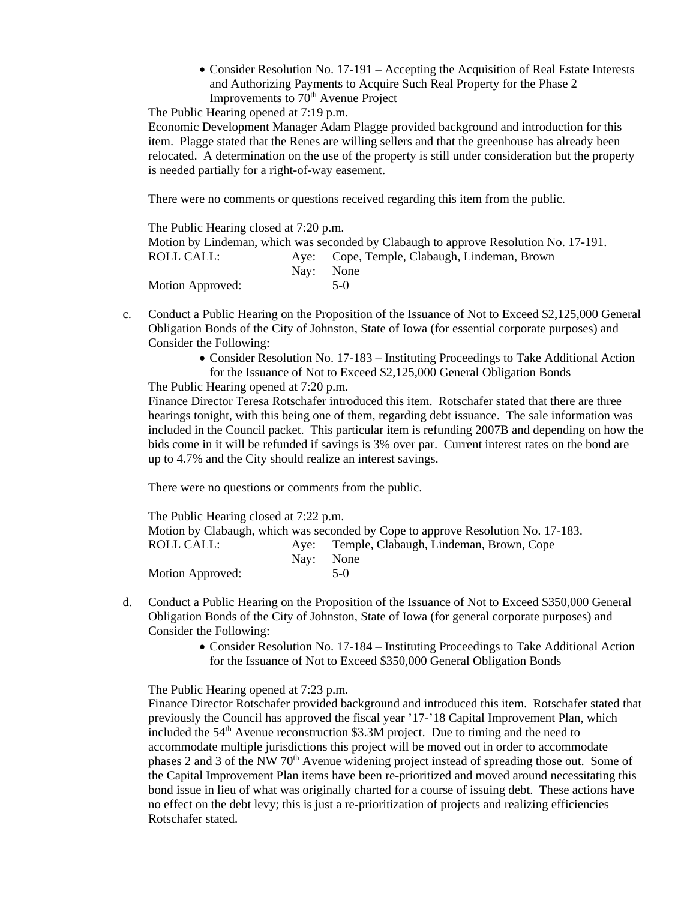- Consider Resolution No. 17-191 – Accepting the Acquisition of Real Estate Interests and Authorizing Payments to Acquire Such Real Property for the Phase 2 Improvements to 70th Avenue Project

The Public Hearing opened at 7:19 p.m.
Economic Development Manager Adam Plagge provided background and introduction for this item. Plagge stated that the Renes are willing sellers and that the greenhouse has already been relocated. A determination on the use of the property is still under consideration but the property is needed partially for a right-of-way easement.

There were no comments or questions received regarding this item from the public.

The Public Hearing closed at 7:20 p.m.
Motion by Lindeman, which was seconded by Clabaugh to approve Resolution No. 17-191.

ROLL CALL: Aye: Cope, Temple, Clabaugh, Lindeman, Brown
Nay: None
Motion Approved: 5-0

c. Conduct a Public Hearing on the Proposition of the Issuance of Not to Exceed $2,125,000 General Obligation Bonds of the City of Johnston, State of Iowa (for essential corporate purposes) and Consider the Following:

- Consider Resolution No. 17-183 – Instituting Proceedings to Take Additional Action for the Issuance of Not to Exceed $2,125,000 General Obligation Bonds

The Public Hearing opened at 7:20 p.m.
Finance Director Teresa Rotschafer introduced this item. Rotschafer stated that there are three hearings tonight, with this being one of them, regarding debt issuance. The sale information was included in the Council packet. This particular item is refunding 2007B and depending on how the bids come in it will be refunded if savings is 3% over par. Current interest rates on the bond are up to 4.7% and the City should realize an interest savings.

There were no questions or comments from the public.

The Public Hearing closed at 7:22 p.m.
Motion by Clabaugh, which was seconded by Cope to approve Resolution No. 17-183.

ROLL CALL: Aye: Temple, Clabaugh, Lindeman, Brown, Cope
Nay: None
Motion Approved: 5-0

d. Conduct a Public Hearing on the Proposition of the Issuance of Not to Exceed $350,000 General Obligation Bonds of the City of Johnston, State of Iowa (for general corporate purposes) and Consider the Following:

- Consider Resolution No. 17-184 – Instituting Proceedings to Take Additional Action for the Issuance of Not to Exceed $350,000 General Obligation Bonds

The Public Hearing opened at 7:23 p.m.
Finance Director Rotschafer provided background and introduced this item. Rotschafer stated that previously the Council has approved the fiscal year '17-'18 Capital Improvement Plan, which included the 54th Avenue reconstruction $3.3M project. Due to timing and the need to accommodate multiple jurisdictions this project will be moved out in order to accommodate phases 2 and 3 of the NW 70th Avenue widening project instead of spreading those out. Some of the Capital Improvement Plan items have been re-prioritized and moved around necessitating this bond issue in lieu of what was originally charted for a course of issuing debt. These actions have no effect on the debt levy; this is just a re-prioritization of projects and realizing efficiencies Rotschafer stated.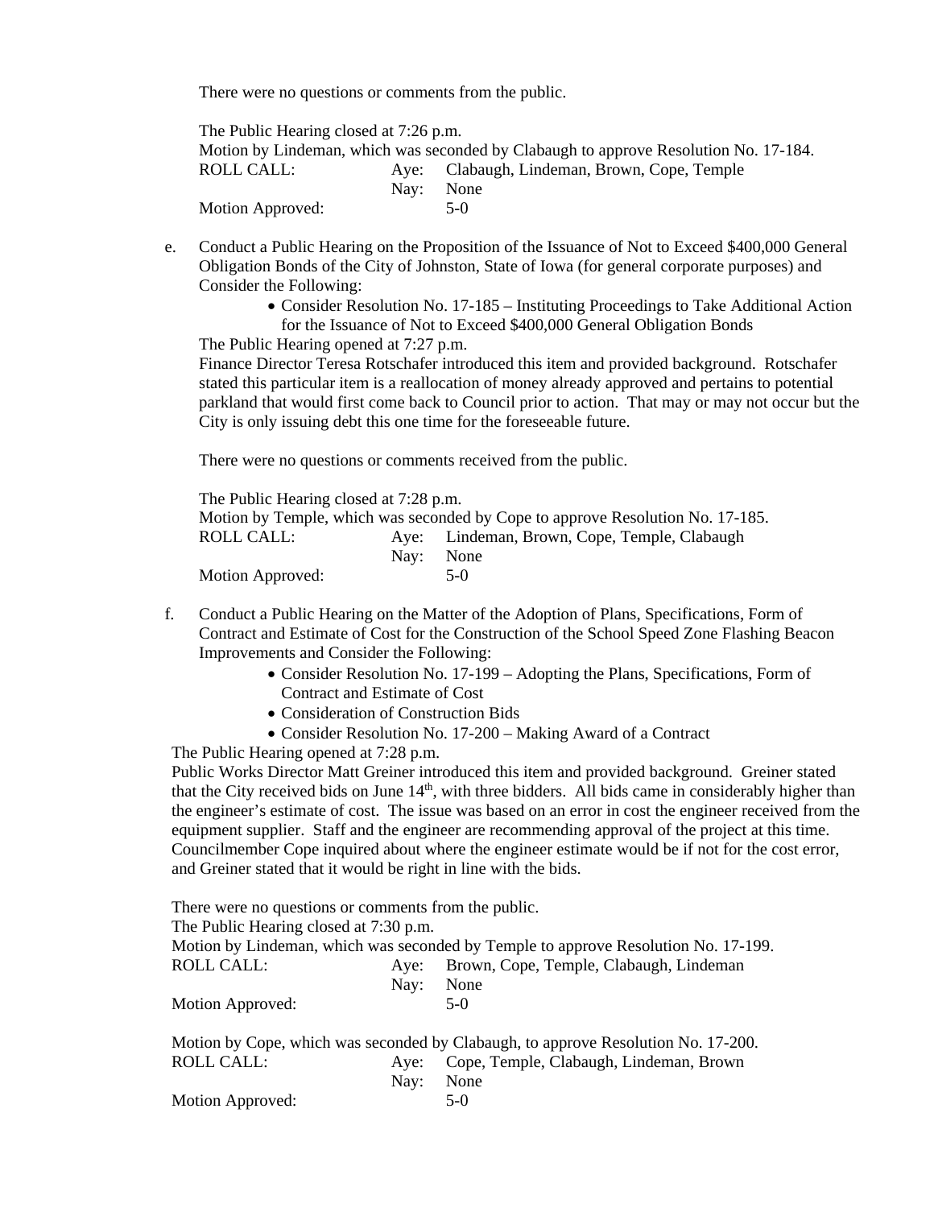There were no questions or comments from the public.

The Public Hearing closed at 7:26 p.m.
Motion by Lindeman, which was seconded by Clabaugh to approve Resolution No. 17-184.

| ROLL CALL: | Aye: | Clabaugh, Lindeman, Brown, Cope, Temple |
|---|---|---|
| | Nay: | None |
| Motion Approved: | | 5-0 |

e. Conduct a Public Hearing on the Proposition of the Issuance of Not to Exceed $400,000 General Obligation Bonds of the City of Johnston, State of Iowa (for general corporate purposes) and Consider the Following:

- Consider Resolution No. 17-185 – Instituting Proceedings to Take Additional Action for the Issuance of Not to Exceed $400,000 General Obligation Bonds

The Public Hearing opened at 7:27 p.m.
Finance Director Teresa Rotschafer introduced this item and provided background. Rotschafer stated this particular item is a reallocation of money already approved and pertains to potential parkland that would first come back to Council prior to action. That may or may not occur but the City is only issuing debt this one time for the foreseeable future.

There were no questions or comments received from the public.

The Public Hearing closed at 7:28 p.m.
Motion by Temple, which was seconded by Cope to approve Resolution No. 17-185.

| ROLL CALL: | Aye: | Lindeman, Brown, Cope, Temple, Clabaugh |
|---|---|---|
| | Nay: | None |
| Motion Approved: | | 5-0 |

f. Conduct a Public Hearing on the Matter of the Adoption of Plans, Specifications, Form of Contract and Estimate of Cost for the Construction of the School Speed Zone Flashing Beacon Improvements and Consider the Following:

- Consider Resolution No. 17-199 – Adopting the Plans, Specifications, Form of Contract and Estimate of Cost
- Consideration of Construction Bids
- Consider Resolution No. 17-200 – Making Award of a Contract

The Public Hearing opened at 7:28 p.m.
Public Works Director Matt Greiner introduced this item and provided background. Greiner stated that the City received bids on June 14th, with three bidders. All bids came in considerably higher than the engineer's estimate of cost. The issue was based on an error in cost the engineer received from the equipment supplier. Staff and the engineer are recommending approval of the project at this time. Councilmember Cope inquired about where the engineer estimate would be if not for the cost error, and Greiner stated that it would be right in line with the bids.

There were no questions or comments from the public.
The Public Hearing closed at 7:30 p.m.
Motion by Lindeman, which was seconded by Temple to approve Resolution No. 17-199.

| ROLL CALL: | Aye: | Brown, Cope, Temple, Clabaugh, Lindeman |
|---|---|---|
| | Nay: | None |
| Motion Approved: | | 5-0 |

Motion by Cope, which was seconded by Clabaugh, to approve Resolution No. 17-200.

| ROLL CALL: | Aye: | Cope, Temple, Clabaugh, Lindeman, Brown |
|---|---|---|
| | Nay: | None |
| Motion Approved: | | 5-0 |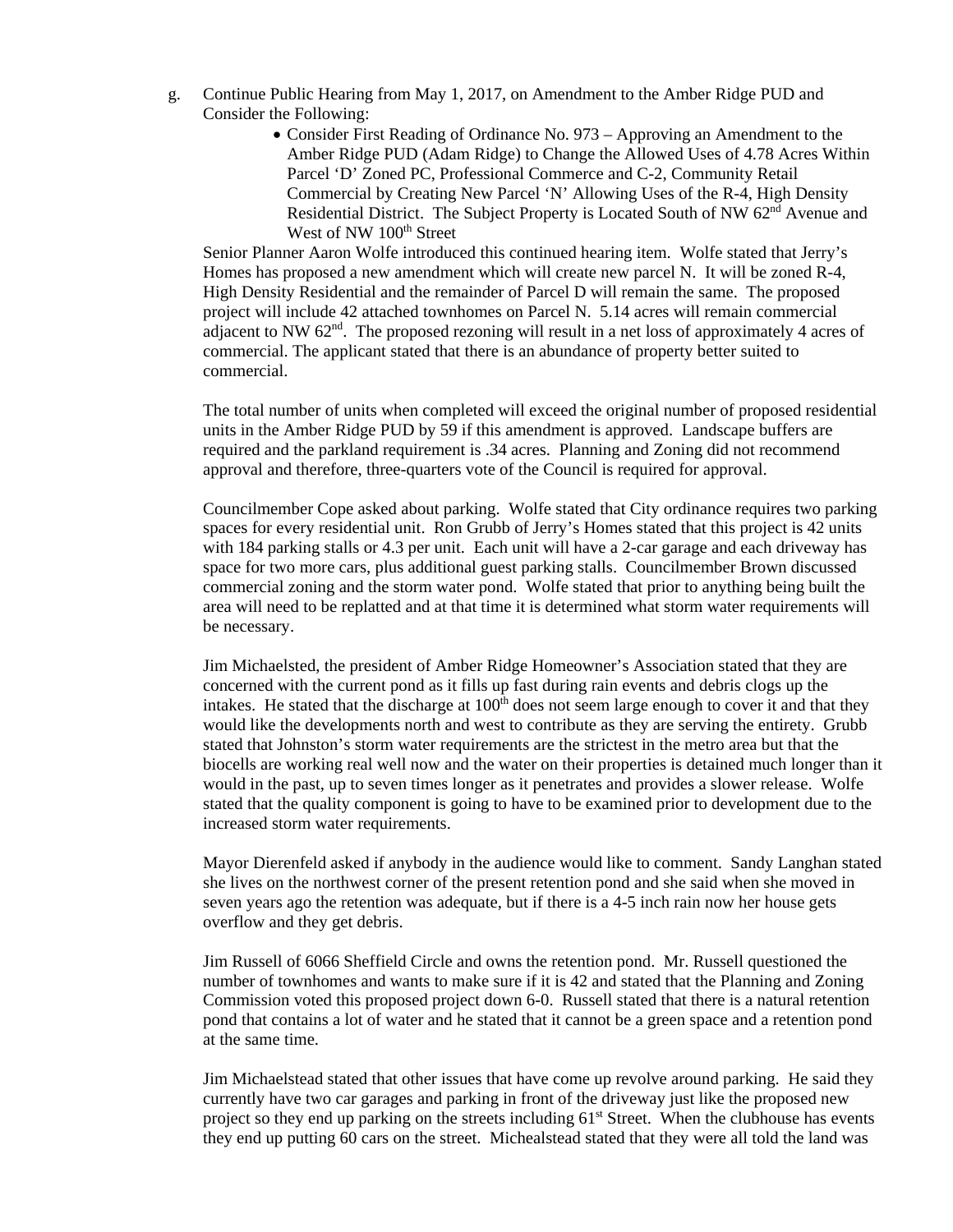g. Continue Public Hearing from May 1, 2017, on Amendment to the Amber Ridge PUD and Consider the Following:

- Consider First Reading of Ordinance No. 973 – Approving an Amendment to the Amber Ridge PUD (Adam Ridge) to Change the Allowed Uses of 4.78 Acres Within Parcel 'D' Zoned PC, Professional Commerce and C-2, Community Retail Commercial by Creating New Parcel 'N' Allowing Uses of the R-4, High Density Residential District. The Subject Property is Located South of NW 62nd Avenue and West of NW 100th Street

Senior Planner Aaron Wolfe introduced this continued hearing item. Wolfe stated that Jerry's Homes has proposed a new amendment which will create new parcel N. It will be zoned R-4, High Density Residential and the remainder of Parcel D will remain the same. The proposed project will include 42 attached townhomes on Parcel N. 5.14 acres will remain commercial adjacent to NW 62nd. The proposed rezoning will result in a net loss of approximately 4 acres of commercial. The applicant stated that there is an abundance of property better suited to commercial.

The total number of units when completed will exceed the original number of proposed residential units in the Amber Ridge PUD by 59 if this amendment is approved. Landscape buffers are required and the parkland requirement is .34 acres. Planning and Zoning did not recommend approval and therefore, three-quarters vote of the Council is required for approval.

Councilmember Cope asked about parking. Wolfe stated that City ordinance requires two parking spaces for every residential unit. Ron Grubb of Jerry's Homes stated that this project is 42 units with 184 parking stalls or 4.3 per unit. Each unit will have a 2-car garage and each driveway has space for two more cars, plus additional guest parking stalls. Councilmember Brown discussed commercial zoning and the storm water pond. Wolfe stated that prior to anything being built the area will need to be replatted and at that time it is determined what storm water requirements will be necessary.

Jim Michaelsted, the president of Amber Ridge Homeowner's Association stated that they are concerned with the current pond as it fills up fast during rain events and debris clogs up the intakes. He stated that the discharge at 100th does not seem large enough to cover it and that they would like the developments north and west to contribute as they are serving the entirety. Grubb stated that Johnston's storm water requirements are the strictest in the metro area but that the biocells are working real well now and the water on their properties is detained much longer than it would in the past, up to seven times longer as it penetrates and provides a slower release. Wolfe stated that the quality component is going to have to be examined prior to development due to the increased storm water requirements.

Mayor Dierenfeld asked if anybody in the audience would like to comment. Sandy Langhan stated she lives on the northwest corner of the present retention pond and she said when she moved in seven years ago the retention was adequate, but if there is a 4-5 inch rain now her house gets overflow and they get debris.

Jim Russell of 6066 Sheffield Circle and owns the retention pond. Mr. Russell questioned the number of townhomes and wants to make sure if it is 42 and stated that the Planning and Zoning Commission voted this proposed project down 6-0. Russell stated that there is a natural retention pond that contains a lot of water and he stated that it cannot be a green space and a retention pond at the same time.

Jim Michaelstead stated that other issues that have come up revolve around parking. He said they currently have two car garages and parking in front of the driveway just like the proposed new project so they end up parking on the streets including 61st Street. When the clubhouse has events they end up putting 60 cars on the street. Michealstead stated that they were all told the land was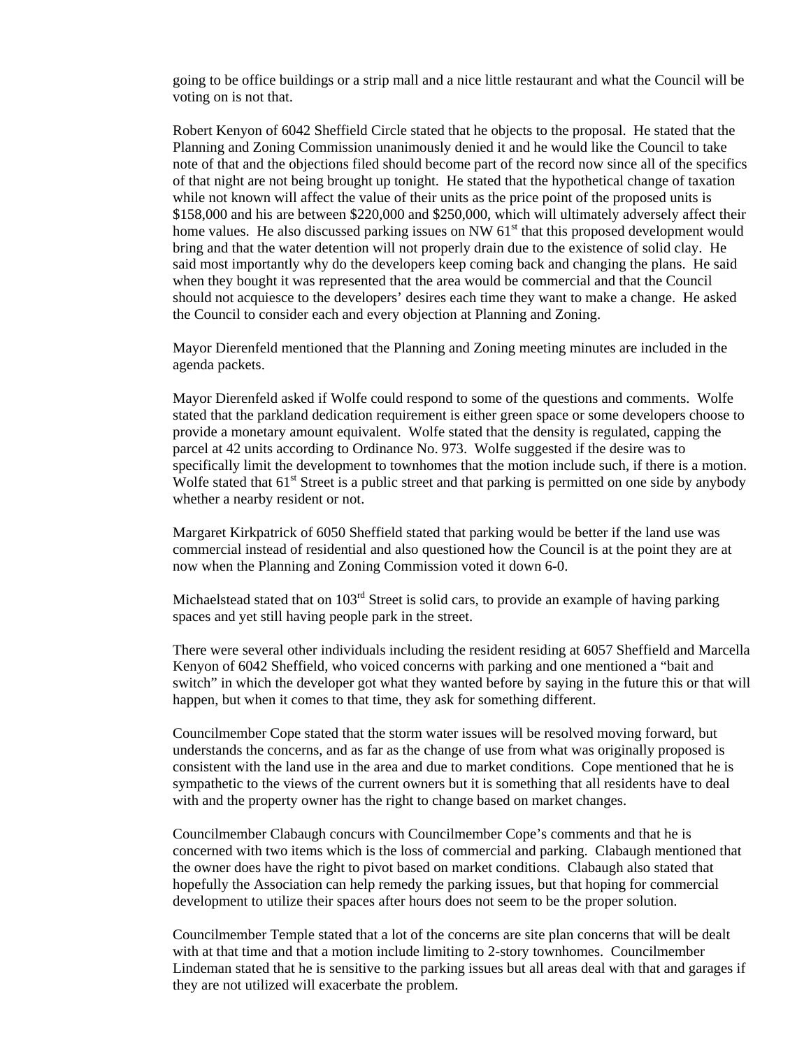going to be office buildings or a strip mall and a nice little restaurant and what the Council will be voting on is not that.

Robert Kenyon of 6042 Sheffield Circle stated that he objects to the proposal. He stated that the Planning and Zoning Commission unanimously denied it and he would like the Council to take note of that and the objections filed should become part of the record now since all of the specifics of that night are not being brought up tonight. He stated that the hypothetical change of taxation while not known will affect the value of their units as the price point of the proposed units is \$158,000 and his are between \$220,000 and \$250,000, which will ultimately adversely affect their home values. He also discussed parking issues on NW 61st that this proposed development would bring and that the water detention will not properly drain due to the existence of solid clay. He said most importantly why do the developers keep coming back and changing the plans. He said when they bought it was represented that the area would be commercial and that the Council should not acquiesce to the developers' desires each time they want to make a change. He asked the Council to consider each and every objection at Planning and Zoning.

Mayor Dierenfeld mentioned that the Planning and Zoning meeting minutes are included in the agenda packets.

Mayor Dierenfeld asked if Wolfe could respond to some of the questions and comments. Wolfe stated that the parkland dedication requirement is either green space or some developers choose to provide a monetary amount equivalent. Wolfe stated that the density is regulated, capping the parcel at 42 units according to Ordinance No. 973. Wolfe suggested if the desire was to specifically limit the development to townhomes that the motion include such, if there is a motion. Wolfe stated that 61st Street is a public street and that parking is permitted on one side by anybody whether a nearby resident or not.

Margaret Kirkpatrick of 6050 Sheffield stated that parking would be better if the land use was commercial instead of residential and also questioned how the Council is at the point they are at now when the Planning and Zoning Commission voted it down 6-0.

Michaelstead stated that on 103rd Street is solid cars, to provide an example of having parking spaces and yet still having people park in the street.

There were several other individuals including the resident residing at 6057 Sheffield and Marcella Kenyon of 6042 Sheffield, who voiced concerns with parking and one mentioned a "bait and switch" in which the developer got what they wanted before by saying in the future this or that will happen, but when it comes to that time, they ask for something different.

Councilmember Cope stated that the storm water issues will be resolved moving forward, but understands the concerns, and as far as the change of use from what was originally proposed is consistent with the land use in the area and due to market conditions. Cope mentioned that he is sympathetic to the views of the current owners but it is something that all residents have to deal with and the property owner has the right to change based on market changes.

Councilmember Clabaugh concurs with Councilmember Cope's comments and that he is concerned with two items which is the loss of commercial and parking. Clabaugh mentioned that the owner does have the right to pivot based on market conditions. Clabaugh also stated that hopefully the Association can help remedy the parking issues, but that hoping for commercial development to utilize their spaces after hours does not seem to be the proper solution.

Councilmember Temple stated that a lot of the concerns are site plan concerns that will be dealt with at that time and that a motion include limiting to 2-story townhomes. Councilmember Lindeman stated that he is sensitive to the parking issues but all areas deal with that and garages if they are not utilized will exacerbate the problem.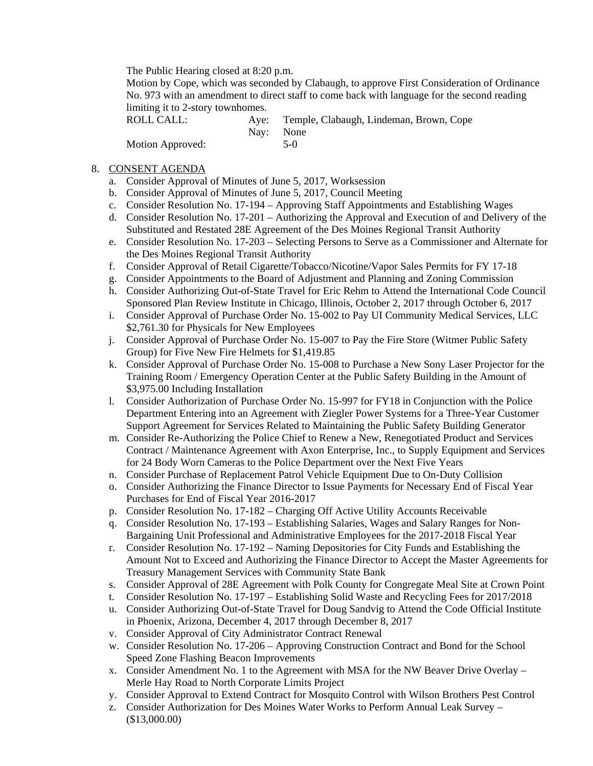The Public Hearing closed at 8:20 p.m.

Motion by Cope, which was seconded by Clabaugh, to approve First Consideration of Ordinance No. 973 with an amendment to direct staff to come back with language for the second reading limiting it to 2-story townhomes.

| ROLL CALL: | Aye: | Temple, Clabaugh, Lindeman, Brown, Cope |
|---|---|---|
| | Nay: | None |
| Motion Approved: | | 5-0 |

8. CONSENT AGENDA
   a. Consider Approval of Minutes of June 5, 2017, Worksession
   b. Consider Approval of Minutes of June 5, 2017, Council Meeting
   c. Consider Resolution No. 17-194 – Approving Staff Appointments and Establishing Wages
   d. Consider Resolution No. 17-201 – Authorizing the Approval and Execution of and Delivery of the Substituted and Restated 28E Agreement of the Des Moines Regional Transit Authority
   e. Consider Resolution No. 17-203 – Selecting Persons to Serve as a Commissioner and Alternate for the Des Moines Regional Transit Authority
   f. Consider Approval of Retail Cigarette/Tobacco/Nicotine/Vapor Sales Permits for FY 17-18
   g. Consider Appointments to the Board of Adjustment and Planning and Zoning Commission
   h. Consider Authorizing Out-of-State Travel for Eric Rehm to Attend the International Code Council Sponsored Plan Review Institute in Chicago, Illinois, October 2, 2017 through October 6, 2017
   i. Consider Approval of Purchase Order No. 15-002 to Pay UI Community Medical Services, LLC $2,761.30 for Physicals for New Employees
   j. Consider Approval of Purchase Order No. 15-007 to Pay the Fire Store (Witmer Public Safety Group) for Five New Fire Helmets for $1,419.85
   k. Consider Approval of Purchase Order No. 15-008 to Purchase a New Sony Laser Projector for the Training Room / Emergency Operation Center at the Public Safety Building in the Amount of $3,975.00 Including Installation
   l. Consider Authorization of Purchase Order No. 15-997 for FY18 in Conjunction with the Police Department Entering into an Agreement with Ziegler Power Systems for a Three-Year Customer Support Agreement for Services Related to Maintaining the Public Safety Building Generator
   m. Consider Re-Authorizing the Police Chief to Renew a New, Renegotiated Product and Services Contract / Maintenance Agreement with Axon Enterprise, Inc., to Supply Equipment and Services for 24 Body Worn Cameras to the Police Department over the Next Five Years
   n. Consider Purchase of Replacement Patrol Vehicle Equipment Due to On-Duty Collision
   o. Consider Authorizing the Finance Director to Issue Payments for Necessary End of Fiscal Year Purchases for End of Fiscal Year 2016-2017
   p. Consider Resolution No. 17-182 – Charging Off Active Utility Accounts Receivable
   q. Consider Resolution No. 17-193 – Establishing Salaries, Wages and Salary Ranges for Non-Bargaining Unit Professional and Administrative Employees for the 2017-2018 Fiscal Year
   r. Consider Resolution No. 17-192 – Naming Depositories for City Funds and Establishing the Amount Not to Exceed and Authorizing the Finance Director to Accept the Master Agreements for Treasury Management Services with Community State Bank
   s. Consider Approval of 28E Agreement with Polk County for Congregate Meal Site at Crown Point
   t. Consider Resolution No. 17-197 – Establishing Solid Waste and Recycling Fees for 2017/2018
   u. Consider Authorizing Out-of-State Travel for Doug Sandvig to Attend the Code Official Institute in Phoenix, Arizona, December 4, 2017 through December 8, 2017
   v. Consider Approval of City Administrator Contract Renewal
   w. Consider Resolution No. 17-206 – Approving Construction Contract and Bond for the School Speed Zone Flashing Beacon Improvements
   x. Consider Amendment No. 1 to the Agreement with MSA for the NW Beaver Drive Overlay – Merle Hay Road to North Corporate Limits Project
   y. Consider Approval to Extend Contract for Mosquito Control with Wilson Brothers Pest Control
   z. Consider Authorization for Des Moines Water Works to Perform Annual Leak Survey – ($13,000.00)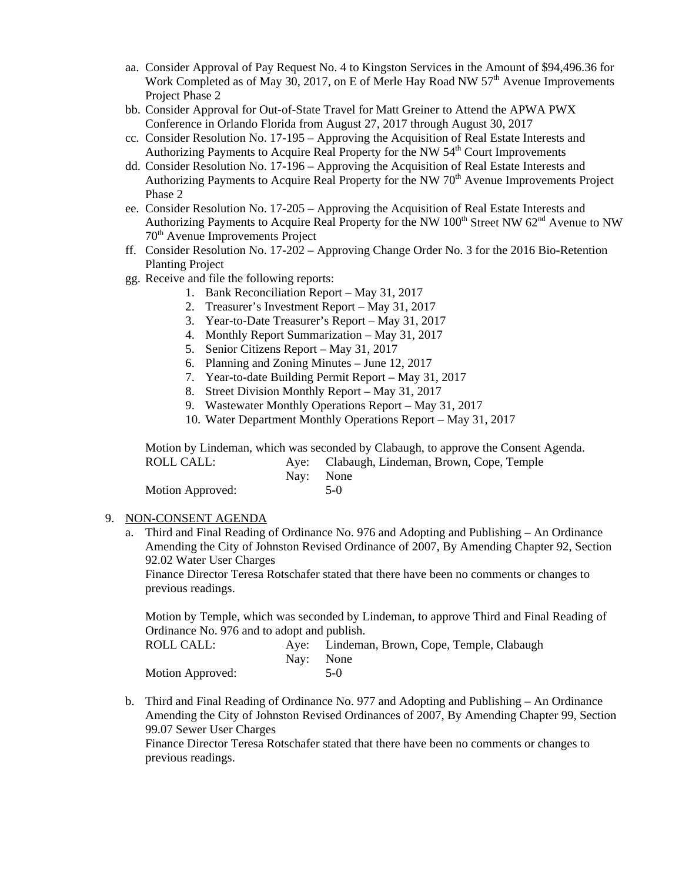aa. Consider Approval of Pay Request No. 4 to Kingston Services in the Amount of $94,496.36 for Work Completed as of May 30, 2017, on E of Merle Hay Road NW 57th Avenue Improvements Project Phase 2

bb. Consider Approval for Out-of-State Travel for Matt Greiner to Attend the APWA PWX Conference in Orlando Florida from August 27, 2017 through August 30, 2017

cc. Consider Resolution No. 17-195 – Approving the Acquisition of Real Estate Interests and Authorizing Payments to Acquire Real Property for the NW 54th Court Improvements

dd. Consider Resolution No. 17-196 – Approving the Acquisition of Real Estate Interests and Authorizing Payments to Acquire Real Property for the NW 70th Avenue Improvements Project Phase 2

ee. Consider Resolution No. 17-205 – Approving the Acquisition of Real Estate Interests and Authorizing Payments to Acquire Real Property for the NW 100th Street NW 62nd Avenue to NW 70th Avenue Improvements Project

ff. Consider Resolution No. 17-202 – Approving Change Order No. 3 for the 2016 Bio-Retention Planting Project

gg. Receive and file the following reports:

1. Bank Reconciliation Report – May 31, 2017
2. Treasurer's Investment Report – May 31, 2017
3. Year-to-Date Treasurer's Report – May 31, 2017
4. Monthly Report Summarization – May 31, 2017
5. Senior Citizens Report – May 31, 2017
6. Planning and Zoning Minutes – June 12, 2017
7. Year-to-date Building Permit Report – May 31, 2017
8. Street Division Monthly Report – May 31, 2017
9. Wastewater Monthly Operations Report – May 31, 2017
10. Water Department Monthly Operations Report – May 31, 2017

Motion by Lindeman, which was seconded by Clabaugh, to approve the Consent Agenda.

ROLL CALL: Aye: Clabaugh, Lindeman, Brown, Cope, Temple
Nay: None
Motion Approved: 5-0

9. NON-CONSENT AGENDA

a. Third and Final Reading of Ordinance No. 976 and Adopting and Publishing – An Ordinance Amending the City of Johnston Revised Ordinance of 2007, By Amending Chapter 92, Section 92.02 Water User Charges
Finance Director Teresa Rotschafer stated that there have been no comments or changes to previous readings.

Motion by Temple, which was seconded by Lindeman, to approve Third and Final Reading of Ordinance No. 976 and to adopt and publish.

ROLL CALL: Aye: Lindeman, Brown, Cope, Temple, Clabaugh
Nay: None
Motion Approved: 5-0

b. Third and Final Reading of Ordinance No. 977 and Adopting and Publishing – An Ordinance Amending the City of Johnston Revised Ordinances of 2007, By Amending Chapter 99, Section 99.07 Sewer User Charges
Finance Director Teresa Rotschafer stated that there have been no comments or changes to previous readings.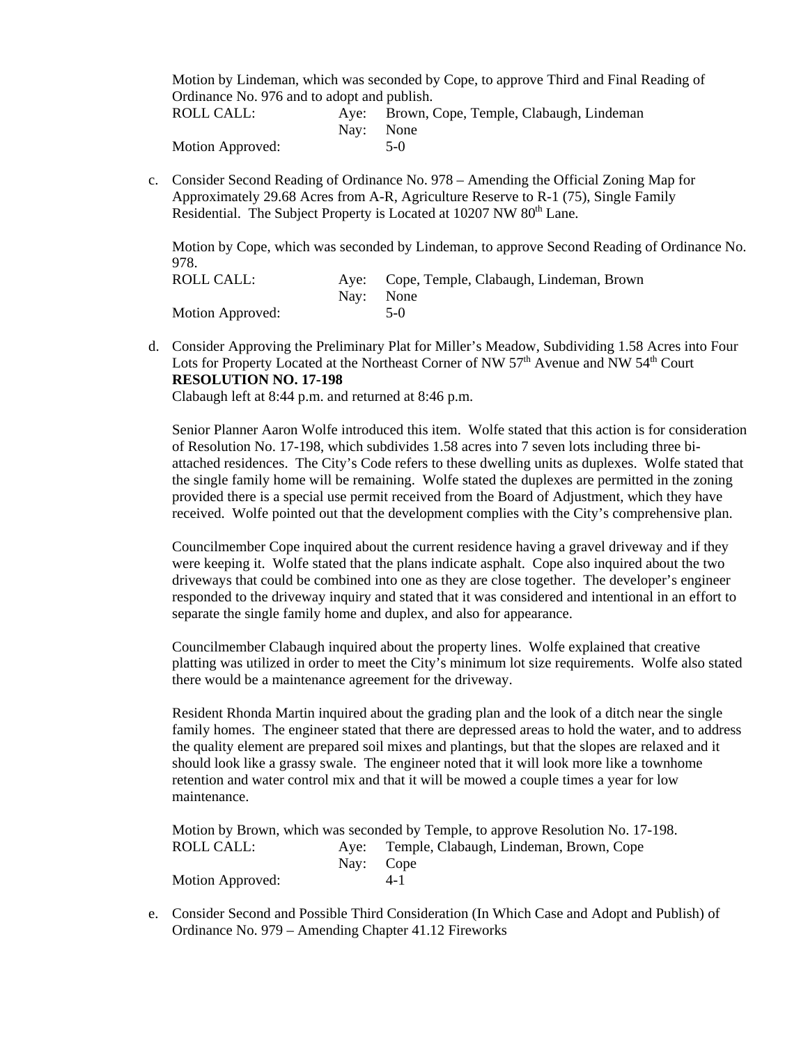Motion by Lindeman, which was seconded by Cope, to approve Third and Final Reading of Ordinance No. 976 and to adopt and publish.

ROLL CALL: Aye: Brown, Cope, Temple, Clabaugh, Lindeman
Nay: None
Motion Approved: 5-0

c. Consider Second Reading of Ordinance No. 978 – Amending the Official Zoning Map for Approximately 29.68 Acres from A-R, Agriculture Reserve to R-1 (75), Single Family Residential. The Subject Property is Located at 10207 NW 80th Lane.

Motion by Cope, which was seconded by Lindeman, to approve Second Reading of Ordinance No. 978.

ROLL CALL: Aye: Cope, Temple, Clabaugh, Lindeman, Brown
Nay: None
Motion Approved: 5-0

d. Consider Approving the Preliminary Plat for Miller's Meadow, Subdividing 1.58 Acres into Four Lots for Property Located at the Northeast Corner of NW 57th Avenue and NW 54th Court
**RESOLUTION NO. 17-198**
Clabaugh left at 8:44 p.m. and returned at 8:46 p.m.

Senior Planner Aaron Wolfe introduced this item. Wolfe stated that this action is for consideration of Resolution No. 17-198, which subdivides 1.58 acres into 7 seven lots including three bi-attached residences. The City's Code refers to these dwelling units as duplexes. Wolfe stated that the single family home will be remaining. Wolfe stated the duplexes are permitted in the zoning provided there is a special use permit received from the Board of Adjustment, which they have received. Wolfe pointed out that the development complies with the City's comprehensive plan.

Councilmember Cope inquired about the current residence having a gravel driveway and if they were keeping it. Wolfe stated that the plans indicate asphalt. Cope also inquired about the two driveways that could be combined into one as they are close together. The developer's engineer responded to the driveway inquiry and stated that it was considered and intentional in an effort to separate the single family home and duplex, and also for appearance.

Councilmember Clabaugh inquired about the property lines. Wolfe explained that creative platting was utilized in order to meet the City's minimum lot size requirements. Wolfe also stated there would be a maintenance agreement for the driveway.

Resident Rhonda Martin inquired about the grading plan and the look of a ditch near the single family homes. The engineer stated that there are depressed areas to hold the water, and to address the quality element are prepared soil mixes and plantings, but that the slopes are relaxed and it should look like a grassy swale. The engineer noted that it will look more like a townhome retention and water control mix and that it will be mowed a couple times a year for low maintenance.

Motion by Brown, which was seconded by Temple, to approve Resolution No. 17-198.

ROLL CALL: Aye: Temple, Clabaugh, Lindeman, Brown, Cope
Nay: Cope
Motion Approved: 4-1

e. Consider Second and Possible Third Consideration (In Which Case and Adopt and Publish) of Ordinance No. 979 – Amending Chapter 41.12 Fireworks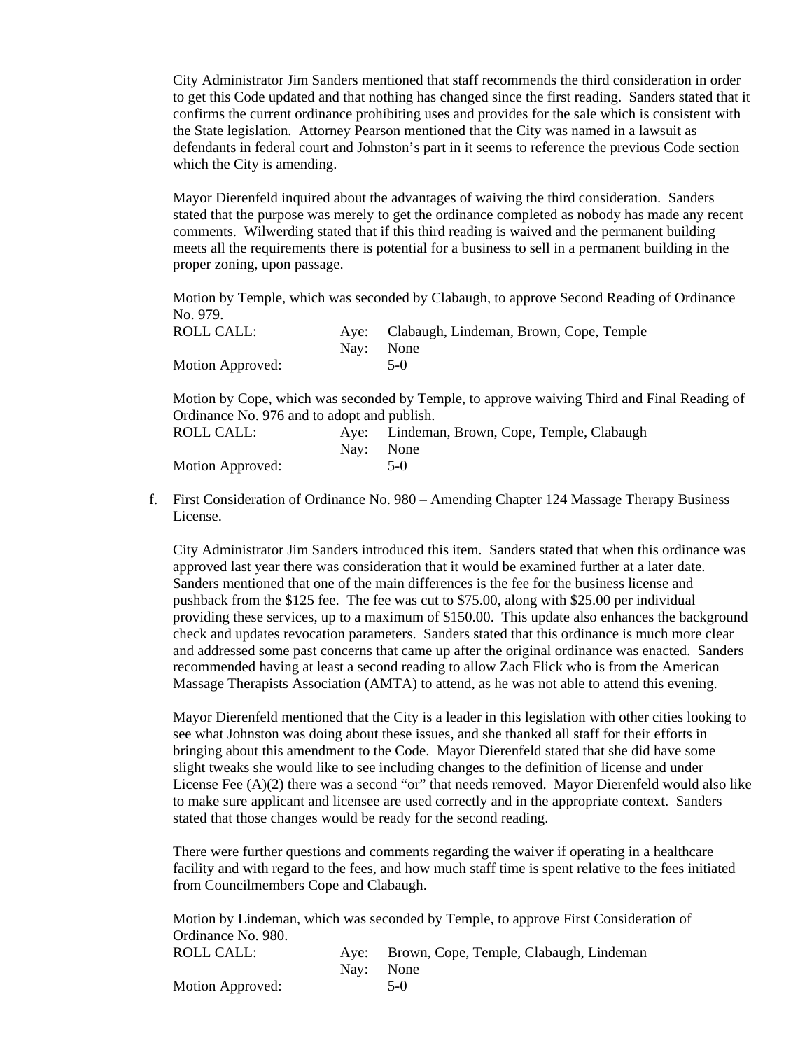City Administrator Jim Sanders mentioned that staff recommends the third consideration in order to get this Code updated and that nothing has changed since the first reading. Sanders stated that it confirms the current ordinance prohibiting uses and provides for the sale which is consistent with the State legislation. Attorney Pearson mentioned that the City was named in a lawsuit as defendants in federal court and Johnston's part in it seems to reference the previous Code section which the City is amending.

Mayor Dierenfeld inquired about the advantages of waiving the third consideration. Sanders stated that the purpose was merely to get the ordinance completed as nobody has made any recent comments. Wilwerding stated that if this third reading is waived and the permanent building meets all the requirements there is potential for a business to sell in a permanent building in the proper zoning, upon passage.

Motion by Temple, which was seconded by Clabaugh, to approve Second Reading of Ordinance No. 979.

| | | |
|---|---|---|
| ROLL CALL: | Aye: | Clabaugh, Lindeman, Brown, Cope, Temple |
| | Nay: | None |
| Motion Approved: | | 5-0 |

Motion by Cope, which was seconded by Temple, to approve waiving Third and Final Reading of Ordinance No. 976 and to adopt and publish.

| | | |
|---|---|---|
| ROLL CALL: | Aye: | Lindeman, Brown, Cope, Temple, Clabaugh |
| | Nay: | None |
| Motion Approved: | | 5-0 |

f. First Consideration of Ordinance No. 980 – Amending Chapter 124 Massage Therapy Business License.

City Administrator Jim Sanders introduced this item. Sanders stated that when this ordinance was approved last year there was consideration that it would be examined further at a later date. Sanders mentioned that one of the main differences is the fee for the business license and pushback from the $125 fee. The fee was cut to $75.00, along with $25.00 per individual providing these services, up to a maximum of $150.00. This update also enhances the background check and updates revocation parameters. Sanders stated that this ordinance is much more clear and addressed some past concerns that came up after the original ordinance was enacted. Sanders recommended having at least a second reading to allow Zach Flick who is from the American Massage Therapists Association (AMTA) to attend, as he was not able to attend this evening.

Mayor Dierenfeld mentioned that the City is a leader in this legislation with other cities looking to see what Johnston was doing about these issues, and she thanked all staff for their efforts in bringing about this amendment to the Code. Mayor Dierenfeld stated that she did have some slight tweaks she would like to see including changes to the definition of license and under License Fee (A)(2) there was a second "or" that needs removed. Mayor Dierenfeld would also like to make sure applicant and licensee are used correctly and in the appropriate context. Sanders stated that those changes would be ready for the second reading.

There were further questions and comments regarding the waiver if operating in a healthcare facility and with regard to the fees, and how much staff time is spent relative to the fees initiated from Councilmembers Cope and Clabaugh.

Motion by Lindeman, which was seconded by Temple, to approve First Consideration of Ordinance No. 980.

| | | |
|---|---|---|
| ROLL CALL: | Aye: | Brown, Cope, Temple, Clabaugh, Lindeman |
| | Nay: | None |
| Motion Approved: | | 5-0 |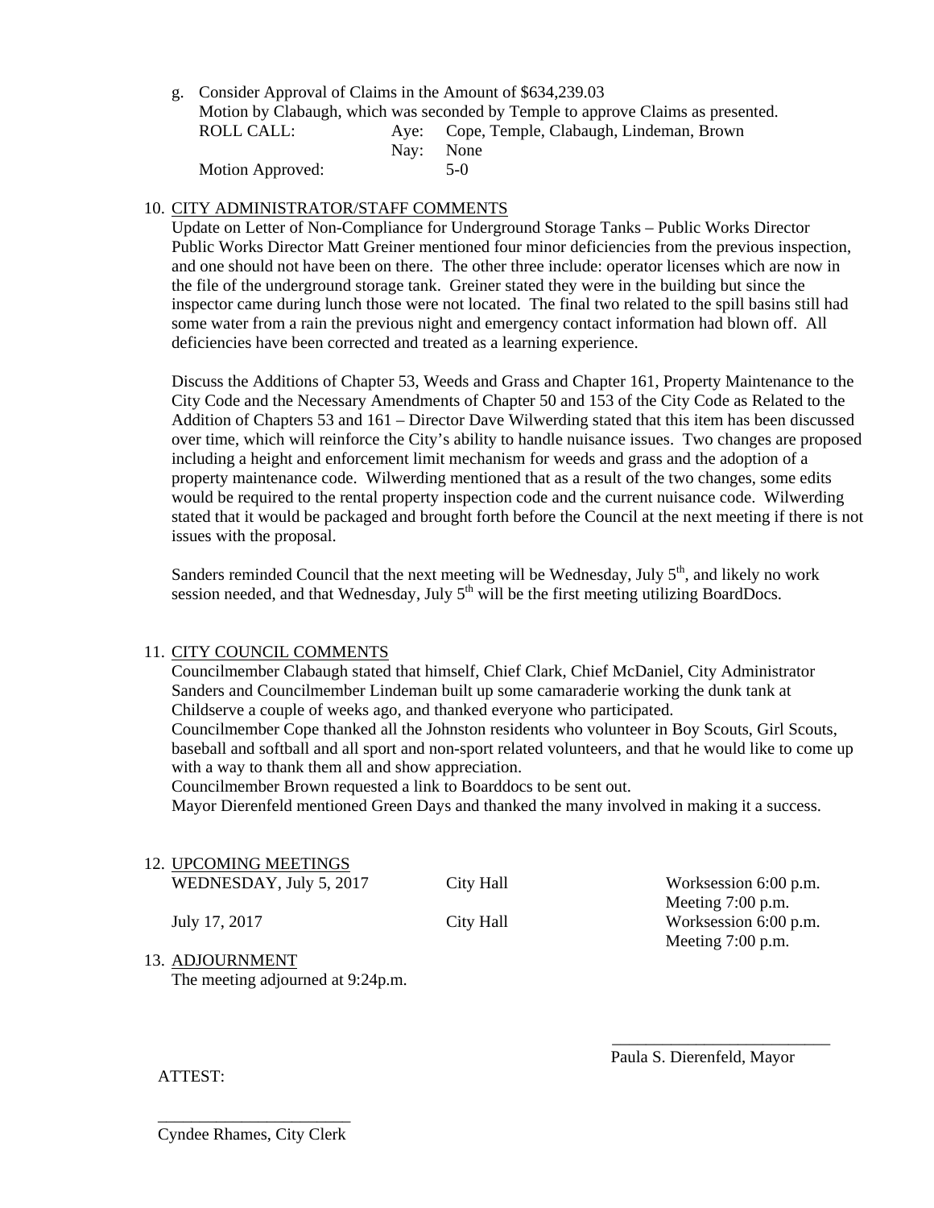g. Consider Approval of Claims in the Amount of $634,239.03
   Motion by Clabaugh, which was seconded by Temple to approve Claims as presented.

| | | |
|---|---|---|
| ROLL CALL: | Aye: | Cope, Temple, Clabaugh, Lindeman, Brown |
| | Nay: | None |
| Motion Approved: | | 5-0 |

10. <u>CITY ADMINISTRATOR/STAFF COMMENTS</u>

Update on Letter of Non-Compliance for Underground Storage Tanks – Public Works Director
Public Works Director Matt Greiner mentioned four minor deficiencies from the previous inspection, and one should not have been on there. The other three include: operator licenses which are now in the file of the underground storage tank. Greiner stated they were in the building but since the inspector came during lunch those were not located. The final two related to the spill basins still had some water from a rain the previous night and emergency contact information had blown off. All deficiencies have been corrected and treated as a learning experience.

Discuss the Additions of Chapter 53, Weeds and Grass and Chapter 161, Property Maintenance to the City Code and the Necessary Amendments of Chapter 50 and 153 of the City Code as Related to the Addition of Chapters 53 and 161 – Director Dave Wilwerding stated that this item has been discussed over time, which will reinforce the City's ability to handle nuisance issues. Two changes are proposed including a height and enforcement limit mechanism for weeds and grass and the adoption of a property maintenance code. Wilwerding mentioned that as a result of the two changes, some edits would be required to the rental property inspection code and the current nuisance code. Wilwerding stated that it would be packaged and brought forth before the Council at the next meeting if there is not issues with the proposal.

Sanders reminded Council that the next meeting will be Wednesday, July 5th, and likely no work session needed, and that Wednesday, July 5th will be the first meeting utilizing BoardDocs.

11. <u>CITY COUNCIL COMMENTS</u>

Councilmember Clabaugh stated that himself, Chief Clark, Chief McDaniel, City Administrator Sanders and Councilmember Lindeman built up some camaraderie working the dunk tank at Childserve a couple of weeks ago, and thanked everyone who participated.
Councilmember Cope thanked all the Johnston residents who volunteer in Boy Scouts, Girl Scouts, baseball and softball and all sport and non-sport related volunteers, and that he would like to come up with a way to thank them all and show appreciation.
Councilmember Brown requested a link to Boarddocs to be sent out.
Mayor Dierenfeld mentioned Green Days and thanked the many involved in making it a success.

12. <u>UPCOMING MEETINGS</u>

| | | |
|---|---|---|
| WEDNESDAY, July 5, 2017 | City Hall | Worksession 6:00 p.m.<br>Meeting 7:00 p.m. |
| July 17, 2017 | City Hall | Worksession 6:00 p.m.<br>Meeting 7:00 p.m. |

13. <u>ADJOURNMENT</u>

The meeting adjourned at 9:24p.m.

\_\_\_\_\_\_\_\_\_\_\_\_\_\_\_\_\_\_\_\_\_\_\_\_\_\_\_
Paula S. Dierenfeld, Mayor

ATTEST:

\_\_\_\_\_\_\_\_\_\_\_\_\_\_\_\_\_\_\_\_\_\_\_\_
Cyndee Rhames, City Clerk